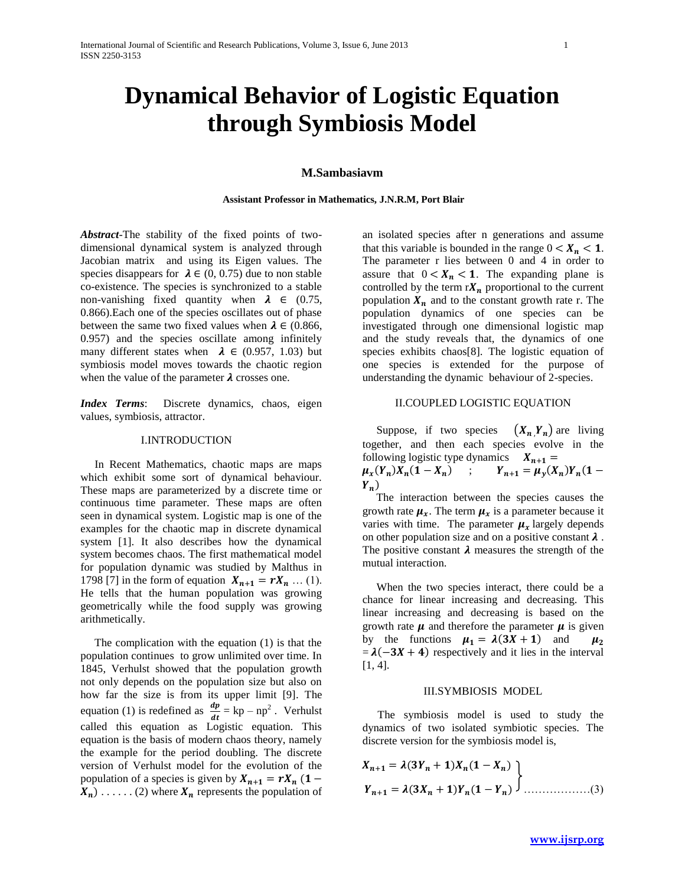# Dynamical Behavior of Logistic Equation through Symbiosis Model

**M.Sambasiavm**

**Assistant Professor in Mathematics, J.N.R.M, Port Blair**

***Abstract***-The stability of the fixed points of two-dimensional dynamical system is analyzed through Jacobian matrix and using its Eigen values. The species disappears for $\lambda \in (0, 0.75)$ due to non stable co-existence. The species is synchronized to a stable non-vanishing fixed quantity when $\lambda \in (0.75, 0.866)$.Each one of the species oscillates out of phase between the same two fixed values when $\lambda \in (0.866, 0.957)$ and the species oscillate among infinitely many different states when $\lambda \in (0.957, 1.03)$ but symbiosis model moves towards the chaotic region when the value of the parameter $\lambda$ crosses one.

***Index Terms***: Discrete dynamics, chaos, eigen values, symbiosis, attractor.

## I.INTRODUCTION

In Recent Mathematics, chaotic maps are maps which exhibit some sort of dynamical behaviour. These maps are parameterized by a discrete time or continuous time parameter. These maps are often seen in dynamical system. Logistic map is one of the examples for the chaotic map in discrete dynamical system [1]. It also describes how the dynamical system becomes chaos. The first mathematical model for population dynamic was studied by Malthus in 1798 [7] in the form of equation $X_{n+1} = rX_n$ … (1). He tells that the human population was growing geometrically while the food supply was growing arithmetically.

The complication with the equation (1) is that the population continues to grow unlimited over time. In 1845, Verhulst showed that the population growth not only depends on the population size but also on how far the size is from its upper limit [9]. The equation (1) is redefined as $\frac{dp}{dt} = kp - np^2$. Verhulst called this equation as Logistic equation. This equation is the basis of modern chaos theory, namely the example for the period doubling. The discrete version of Verhulst model for the evolution of the population of a species is given by $X_{n+1} = rX_n(1 - X_n)$ . . . . . . (2) where $X_n$ represents the population of an isolated species after n generations and assume that this variable is bounded in the range $0 < X_n < 1$. The parameter r lies between 0 and 4 in order to assure that $0 < X_n < 1$. The expanding plane is controlled by the term $rX_n$ proportional to the current population $X_n$ and to the constant growth rate r. The population dynamics of one species can be investigated through one dimensional logistic map and the study reveals that, the dynamics of one species exhibits chaos[8]. The logistic equation of one species is extended for the purpose of understanding the dynamic behaviour of 2-species.

## II.COUPLED LOGISTIC EQUATION

Suppose, if two species $(X_n, Y_n)$ are living together, and then each species evolve in the following logistic type dynamics $X_{n+1} = \mu_x(Y_n)X_n(1 - X_n)$ ; $Y_{n+1} = \mu_y(X_n)Y_n(1 - Y_n)$

The interaction between the species causes the growth rate $\mu_x$. The term $\mu_x$ is a parameter because it varies with time. The parameter $\mu_x$ largely depends on other population size and on a positive constant $\lambda$ . The positive constant $\lambda$ measures the strength of the mutual interaction.

When the two species interact, there could be a chance for linear increasing and decreasing. This linear increasing and decreasing is based on the growth rate $\mu$ and therefore the parameter $\mu$ is given by the functions $\mu_1 = \lambda(3X + 1)$ and $\mu_2 = \lambda(-3X + 4)$ respectively and it lies in the interval [1, 4].

## III.SYMBIOSIS MODEL

The symbiosis model is used to study the dynamics of two isolated symbiotic species. The discrete version for the symbiosis model is,

$$\left.\begin{aligned} X_{n+1} &= \lambda(3Y_n + 1)X_n(1 - X_n) \\ Y_{n+1} &= \lambda(3X_n + 1)Y_n(1 - Y_n) \end{aligned}\right\} \quad \ldots\ldots\ldots\ldots\ldots\ldots(3)$$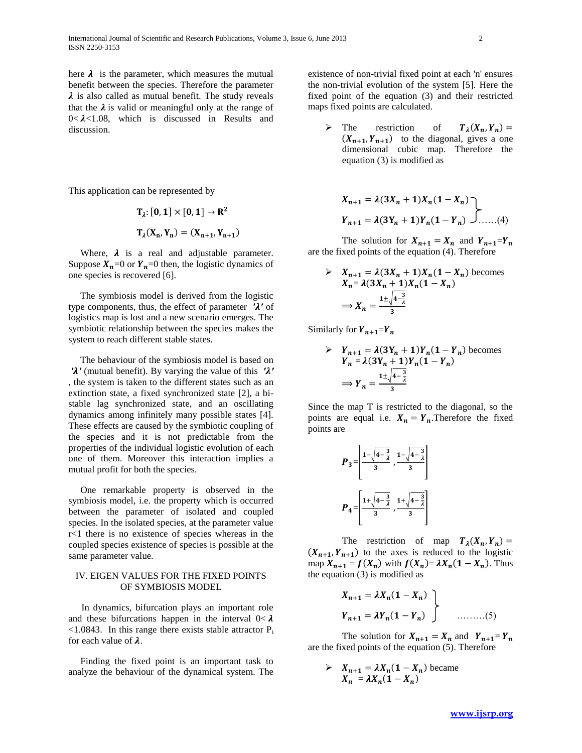here $\lambda$ is the parameter, which measures the mutual benefit between the species. Therefore the parameter $\lambda$ is also called as mutual benefit. The study reveals that the $\lambda$ is valid or meaningful only at the range of $0<\lambda<1.08$, which is discussed in Results and discussion.

This application can be represented by

$$\mathbf{T_\lambda}: [\mathbf{0}, \mathbf{1}] \times [\mathbf{0}, \mathbf{1}] \to \mathbf{R^2}$$

$$\mathbf{T_\lambda}(\mathbf{X_n}, \mathbf{Y_n}) = (\mathbf{X_{n+1}}, \mathbf{Y_{n+1}})$$

Where, $\lambda$ is a real and adjustable parameter. Suppose $X_n$=0 or $Y_n$=0 then, the logistic dynamics of one species is recovered [6].

The symbiosis model is derived from the logistic type components, thus, the effect of parameter $'\lambda'$ of logistics map is lost and a new scenario emerges. The symbiotic relationship between the species makes the system to reach different stable states.

The behaviour of the symbiosis model is based on $'\lambda'$ (mutual benefit). By varying the value of this $'\lambda'$, the system is taken to the different states such as an extinction state, a fixed synchronized state [2], a bi-stable lag synchronized state, and an oscillating dynamics among infinitely many possible states [4]. These effects are caused by the symbiotic coupling of the species and it is not predictable from the properties of the individual logistic evolution of each one of them. Moreover this interaction implies a mutual profit for both the species.

One remarkable property is observed in the symbiosis model, i.e. the property which is occurred between the parameter of isolated and coupled species. In the isolated species, at the parameter value r<1 there is no existence of species whereas in the coupled species existence of species is possible at the same parameter value.

## IV. EIGEN VALUES FOR THE FIXED POINTS OF SYMBIOSIS MODEL

In dynamics, bifurcation plays an important role and these bifurcations happen in the interval $0<\lambda<1.0843$. In this range there exists stable attractor $P_i$ for each value of $\lambda$.

Finding the fixed point is an important task to analyze the behaviour of the dynamical system. The existence of non-trivial fixed point at each 'n' ensures the non-trivial evolution of the system [5]. Here the fixed point of the equation (3) and their restricted maps fixed points are calculated.

- The restriction of $T_\lambda(X_n, Y_n) = (X_{n+1}, Y_{n+1})$ to the diagonal, gives a one dimensional cubic map. Therefore the equation (3) is modified as

$$\left.\begin{aligned} X_{n+1} &= \lambda(3X_n + 1)X_n(1 - X_n) \\ Y_{n+1} &= \lambda(3Y_n + 1)Y_n(1 - Y_n) \end{aligned}\right\} \quad \ldots\ldots(4)$$

The solution for $X_{n+1} = X_n$ and $Y_{n+1}=Y_n$ are the fixed points of the equation (4). Therefore

- $X_{n+1} = \lambda(3X_n + 1)X_n(1 - X_n)$ becomes
  $X_n = \lambda(3X_n + 1)X_n(1 - X_n)$
  $\Longrightarrow X_n = \frac{1 \pm \sqrt{4 - \frac{3}{\lambda}}}{3}$

Similarly for $Y_{n+1}=Y_n$

- $Y_{n+1} = \lambda(3Y_n + 1)Y_n(1 - Y_n)$ becomes
  $Y_n = \lambda(3Y_n + 1)Y_n(1 - Y_n)$
  $\Longrightarrow Y_n = \frac{1 \pm \sqrt{4 - \frac{3}{\lambda}}}{3}$

Since the map T is restricted to the diagonal, so the points are equal i.e. $X_n = Y_n$. Therefore the fixed points are

$$P_3 = \left[\frac{1 - \sqrt{4 - \frac{3}{\lambda}}}{3}, \frac{1 - \sqrt{4 - \frac{3}{\lambda}}}{3}\right]$$

$$P_4 = \left[\frac{1 + \sqrt{4 - \frac{3}{\lambda}}}{3}, \frac{1 + \sqrt{4 - \frac{3}{\lambda}}}{3}\right]$$

The restriction of map $T_\lambda(X_n, Y_n) = (X_{n+1}, Y_{n+1})$ to the axes is reduced to the logistic map $X_{n+1} = f(X_n)$ with $f(X_n) = \lambda X_n(1 - X_n)$. Thus the equation (3) is modified as

$$\left.\begin{aligned} X_{n+1} &= \lambda X_n(1 - X_n) \\ Y_{n+1} &= \lambda Y_n(1 - Y_n) \end{aligned}\right\} \quad \ldots\ldots\ldots(5)$$

The solution for $X_{n+1} = X_n$ and $Y_{n+1} = Y_n$ are the fixed points of the equation (5). Therefore

- $X_{n+1} = \lambda X_n(1 - X_n)$ became
  $X_n = \lambda X_n(1 - X_n)$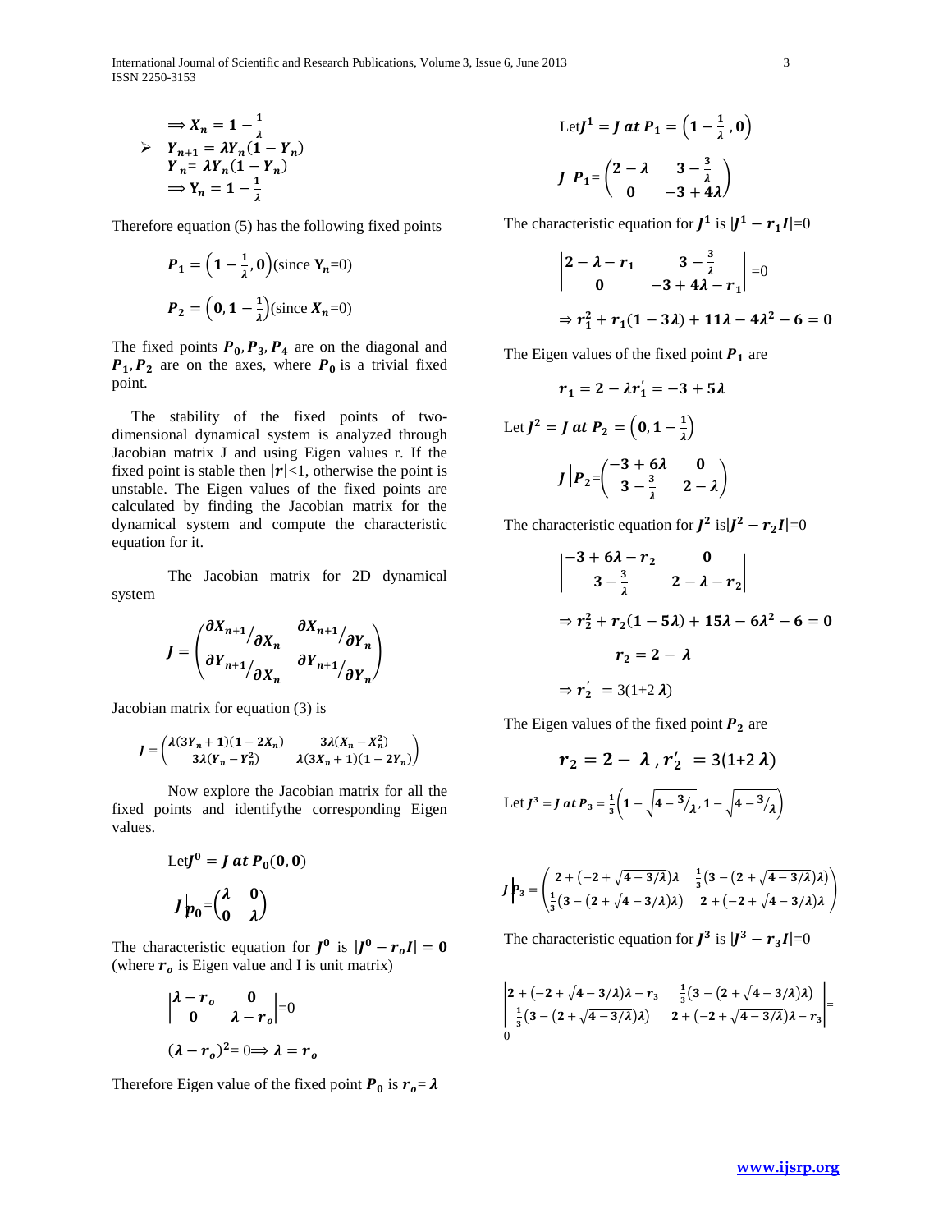$$\Rightarrow X_n = 1 - \frac{1}{\lambda}$$

- $Y_{n+1} = \lambda Y_n(1 - Y_n)$

$$Y_n = \lambda Y_n(1 - Y_n)$$

$$\Rightarrow Y_n = 1 - \frac{1}{\lambda}$$

Therefore equation (5) has the following fixed points

$$P_1 = \left(1 - \frac{1}{\lambda}, 0\right) (\text{since } Y_n = 0)$$

$$P_2 = \left(0, 1 - \frac{1}{\lambda}\right) (\text{since } X_n = 0)$$

The fixed points $P_0, P_3, P_4$ are on the diagonal and $P_1, P_2$ are on the axes, where $P_0$ is a trivial fixed point.

The stability of the fixed points of two-dimensional dynamical system is analyzed through Jacobian matrix J and using Eigen values r. If the fixed point is stable then $|r|<1$, otherwise the point is unstable. The Eigen values of the fixed points are calculated by finding the Jacobian matrix for the dynamical system and compute the characteristic equation for it.

The Jacobian matrix for 2D dynamical system

$$J = \begin{pmatrix} \partial X_{n+1}/\partial X_n & \partial X_{n+1}/\partial Y_n \\ \partial Y_{n+1}/\partial X_n & \partial Y_{n+1}/\partial Y_n \end{pmatrix}$$

Jacobian matrix for equation (3) is

$$J = \begin{pmatrix} \lambda(3Y_n + 1)(1 - 2X_n) & 3\lambda(X_n - X_n^2) \\ 3\lambda(Y_n - Y_n^2) & \lambda(3X_n + 1)(1 - 2Y_n) \end{pmatrix}$$

Now explore the Jacobian matrix for all the fixed points and identifythe corresponding Eigen values.

Let $J^0 = J \text{ at } P_0(0, 0)$

$$J\Big|_{P_0} = \begin{pmatrix} \lambda & 0 \\ 0 & \lambda \end{pmatrix}$$

The characteristic equation for $J^0$ is $|J^0 - r_o I| = 0$ (where $r_o$ is Eigen value and I is unit matrix)

$$\begin{vmatrix} \lambda - r_o & 0 \\ 0 & \lambda - r_o \end{vmatrix} = 0$$

$$(\lambda - r_o)^2 = 0 \Rightarrow \lambda = r_o$$

Therefore Eigen value of the fixed point $P_0$ is $r_o = \lambda$

Let $J^1 = J \text{ at } P_1 = \left(1 - \frac{1}{\lambda}, 0\right)$

$$J\Big|_{P_1} = \begin{pmatrix} 2 - \lambda & 3 - \frac{3}{\lambda} \\ 0 & -3 + 4\lambda \end{pmatrix}$$

The characteristic equation for $J^1$ is $|J^1 - r_1 I| = 0$

$$\begin{vmatrix} 2 - \lambda - r_1 & 3 - \frac{3}{\lambda} \\ 0 & -3 + 4\lambda - r_1 \end{vmatrix} = 0$$

$$\Rightarrow r_1^2 + r_1(1 - 3\lambda) + 11\lambda - 4\lambda^2 - 6 = 0$$

The Eigen values of the fixed point $P_1$ are

$$r_1 = 2 - \lambda r_1' = -3 + 5\lambda$$

Let $J^2 = J \text{ at } P_2 = \left(0, 1 - \frac{1}{\lambda}\right)$

$$J\Big|_{P_2} = \begin{pmatrix} -3 + 6\lambda & 0 \\ 3 - \frac{3}{\lambda} & 2 - \lambda \end{pmatrix}$$

The characteristic equation for $J^2$ is $|J^2 - r_2 I| = 0$

$$\begin{vmatrix} -3 + 6\lambda - r_2 & 0 \\ 3 - \frac{3}{\lambda} & 2 - \lambda - r_2 \end{vmatrix}$$

$$\Rightarrow r_2^2 + r_2(1 - 5\lambda) + 15\lambda - 6\lambda^2 - 6 = 0$$

$$r_2 = 2 - \lambda$$

$$\Rightarrow r_2' = 3(1+2\lambda)$$

The Eigen values of the fixed point $P_2$ are

$$r_2 = 2 - \lambda, \; r_2' = 3(1+2\lambda)$$

Let $J^3 = J \text{ at } P_3 = \frac{1}{3}\left(1 - \sqrt{4 - 3/\lambda}, 1 - \sqrt{4 - 3/\lambda}\right)$

$$J\Big|_{P_3} = \begin{pmatrix} 2 + \left(-2 + \sqrt{4 - 3/\lambda}\right)\lambda & \frac{1}{3}\left(3 - \left(2 + \sqrt{4 - 3/\lambda}\right)\lambda\right) \\ \frac{1}{3}\left(3 - \left(2 + \sqrt{4 - 3/\lambda}\right)\lambda\right) & 2 + \left(-2 + \sqrt{4 - 3/\lambda}\right)\lambda \end{pmatrix}$$

The characteristic equation for $J^3$ is $|J^3 - r_3 I| = 0$

$$\begin{vmatrix} 2 + \left(-2 + \sqrt{4 - 3/\lambda}\right)\lambda - r_3 & \frac{1}{3}\left(3 - \left(2 + \sqrt{4 - 3/\lambda}\right)\lambda\right) \\ \frac{1}{3}\left(3 - \left(2 + \sqrt{4 - 3/\lambda}\right)\lambda\right) & 2 + \left(-2 + \sqrt{4 - 3/\lambda}\right)\lambda - r_3 \end{vmatrix} = 0$$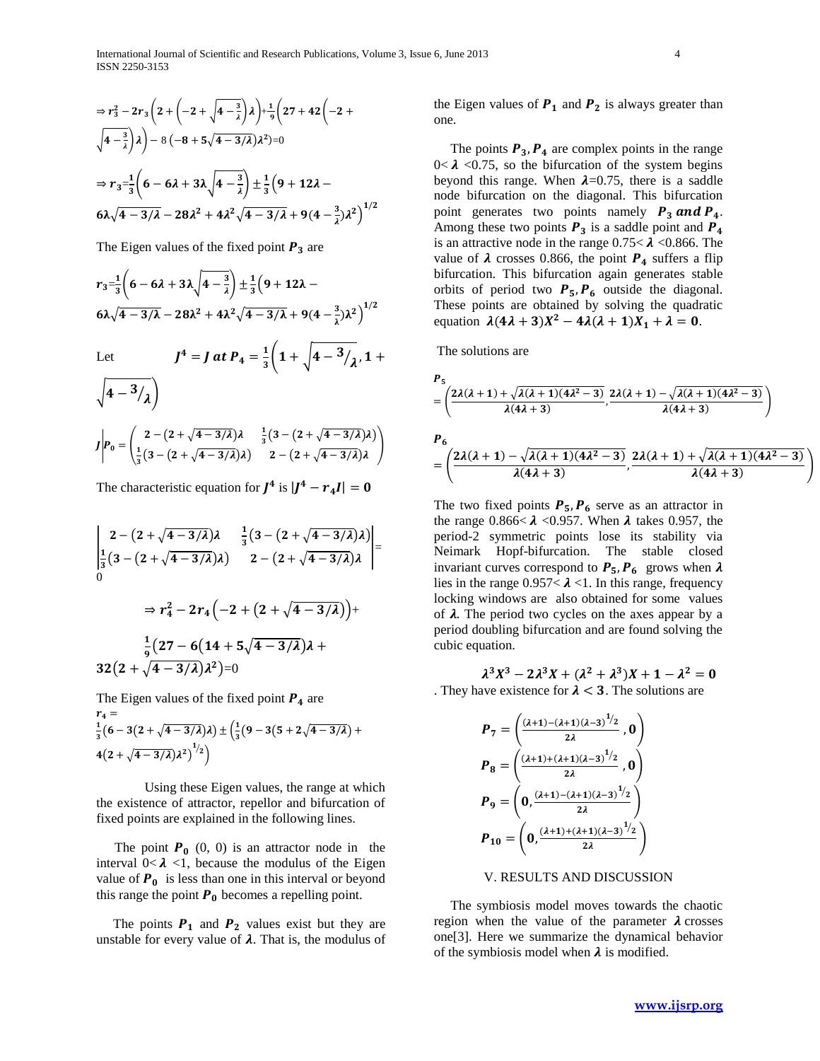$$\Rightarrow r_3^2 - 2r_3\left(2 + \left(-2 + \sqrt{4 - \frac{3}{\lambda}}\right)\lambda\right) + \frac{1}{9}\left(27 + 42\left(-2 + \sqrt{4 - \frac{3}{\lambda}}\right)\lambda\right) - 8\left(-8 + 5\sqrt{4 - 3/\lambda}\right)\lambda^2) = 0$$

$$\Rightarrow r_3 = \frac{1}{3}\left(6 - 6\lambda + 3\lambda\sqrt{4 - \frac{3}{\lambda}}\right) \pm \frac{1}{3}\left(9 + 12\lambda - 6\lambda\sqrt{4 - 3/\lambda} - 28\lambda^2 + 4\lambda^2\sqrt{4 - 3/\lambda} + 9(4 - \tfrac{3}{\lambda})\lambda^2\right)^{1/2}$$

The Eigen values of the fixed point $P_3$ are

$$r_3 = \frac{1}{3}\left(6 - 6\lambda + 3\lambda\sqrt{4 - \frac{3}{\lambda}}\right) \pm \frac{1}{3}\left(9 + 12\lambda - 6\lambda\sqrt{4 - 3/\lambda} - 28\lambda^2 + 4\lambda^2\sqrt{4 - 3/\lambda} + 9(4 - \tfrac{3}{\lambda})\lambda^2\right)^{1/2}$$

Let $\quad J^4 = J \text{ at } P_4 = \frac{1}{3}\left(1 + \sqrt{4 - {}^{3}/_{\lambda}}, 1 + \sqrt{4 - {}^{3}/_{\lambda}}\right)$

$$J\Big|_{P_0} = \begin{pmatrix} 2 - (2 + \sqrt{4 - 3/\lambda})\lambda & \frac{1}{3}\left(3 - (2 + \sqrt{4 - 3/\lambda})\lambda\right) \\ \frac{1}{3}\left(3 - (2 + \sqrt{4 - 3/\lambda})\lambda\right) & 2 - (2 + \sqrt{4 - 3/\lambda})\lambda \end{pmatrix}$$

The characteristic equation for $J^4$ is $|J^4 - r_4 I| = 0$

$$\begin{vmatrix} 2 - (2 + \sqrt{4 - 3/\lambda})\lambda & \frac{1}{3}\left(3 - (2 + \sqrt{4 - 3/\lambda})\lambda\right) \\ \frac{1}{3}\left(3 - (2 + \sqrt{4 - 3/\lambda})\lambda\right) & 2 - (2 + \sqrt{4 - 3/\lambda})\lambda \end{vmatrix} = 0$$

$$\Rightarrow r_4^2 - 2r_4\left(-2 + \left(2 + \sqrt{4 - 3/\lambda}\right)\right) + \frac{1}{9}\left(27 - 6\left(14 + 5\sqrt{4 - 3/\lambda}\right)\lambda + 32\left(2 + \sqrt{4 - 3/\lambda}\right)\lambda^2\right) = 0$$

The Eigen values of the fixed point $P_4$ are

$$r_4 = \frac{1}{3}\left(6 - 3\left(2 + \sqrt{4 - 3/\lambda}\right)\lambda\right) \pm \left(\frac{1}{3}\left(9 - 3\left(5 + 2\sqrt{4 - 3/\lambda}\right) + 4\left(2 + \sqrt{4 - 3/\lambda}\right)\lambda^2\right)^{1/2}\right)$$

Using these Eigen values, the range at which the existence of attractor, repellor and bifurcation of fixed points are explained in the following lines.

The point $P_0$ (0, 0) is an attractor node in the interval $0 < \lambda < 1$, because the modulus of the Eigen value of $P_0$ is less than one in this interval or beyond this range the point $P_0$ becomes a repelling point.

The points $P_1$ and $P_2$ values exist but they are unstable for every value of $\lambda$. That is, the modulus of the Eigen values of $P_1$ and $P_2$ is always greater than one.

The points $P_3, P_4$ are complex points in the range $0 < \lambda < 0.75$, so the bifurcation of the system begins beyond this range. When $\lambda = 0.75$, there is a saddle node bifurcation on the diagonal. This bifurcation point generates two points namely $P_3$ *and* $P_4$. Among these two points $P_3$ is a saddle point and $P_4$ is an attractive node in the range $0.75 < \lambda < 0.866$. The value of $\lambda$ crosses 0.866, the point $P_4$ suffers a flip bifurcation. This bifurcation again generates stable orbits of period two $P_5, P_6$ outside the diagonal. These points are obtained by solving the quadratic equation $\lambda(4\lambda + 3)X^2 - 4\lambda(\lambda + 1)X_1 + \lambda = 0$.

The solutions are

$$P_5 = \left(\frac{2\lambda(\lambda+1) + \sqrt{\lambda(\lambda+1)(4\lambda^2 - 3)}}{\lambda(4\lambda+3)}, \frac{2\lambda(\lambda+1) - \sqrt{\lambda(\lambda+1)(4\lambda^2 - 3)}}{\lambda(4\lambda+3)}\right)$$

$$P_6 = \left(\frac{2\lambda(\lambda+1) - \sqrt{\lambda(\lambda+1)(4\lambda^2 - 3)}}{\lambda(4\lambda+3)}, \frac{2\lambda(\lambda+1) + \sqrt{\lambda(\lambda+1)(4\lambda^2 - 3)}}{\lambda(4\lambda+3)}\right)$$

The two fixed points $P_5, P_6$ serve as an attractor in the range $0.866 < \lambda < 0.957$. When $\lambda$ takes 0.957, the period-2 symmetric points lose its stability via Neimark Hopf-bifurcation. The stable closed invariant curves correspond to $P_5, P_6$ grows when $\lambda$ lies in the range $0.957 < \lambda < 1$. In this range, frequency locking windows are also obtained for some values of $\lambda$. The period two cycles on the axes appear by a period doubling bifurcation and are found solving the cubic equation.

$$\lambda^3 X^3 - 2\lambda^3 X + (\lambda^2 + \lambda^3)X + 1 - \lambda^2 = 0$$

. They have existence for $\lambda < 3$. The solutions are

$$P_7 = \left(\frac{(\lambda+1) - (\lambda+1)(\lambda-3)^{1/2}}{2\lambda}, 0\right)$$

$$P_8 = \left(\frac{(\lambda+1) + (\lambda+1)(\lambda-3)^{1/2}}{2\lambda}, 0\right)$$

$$P_9 = \left(0, \frac{(\lambda+1) - (\lambda+1)(\lambda-3)^{1/2}}{2\lambda}\right)$$

$$P_{10} = \left(0, \frac{(\lambda+1) + (\lambda+1)(\lambda-3)^{1/2}}{2\lambda}\right)$$

## V. RESULTS AND DISCUSSION

The symbiosis model moves towards the chaotic region when the value of the parameter $\lambda$ crosses one[3]. Here we summarize the dynamical behavior of the symbiosis model when $\lambda$ is modified.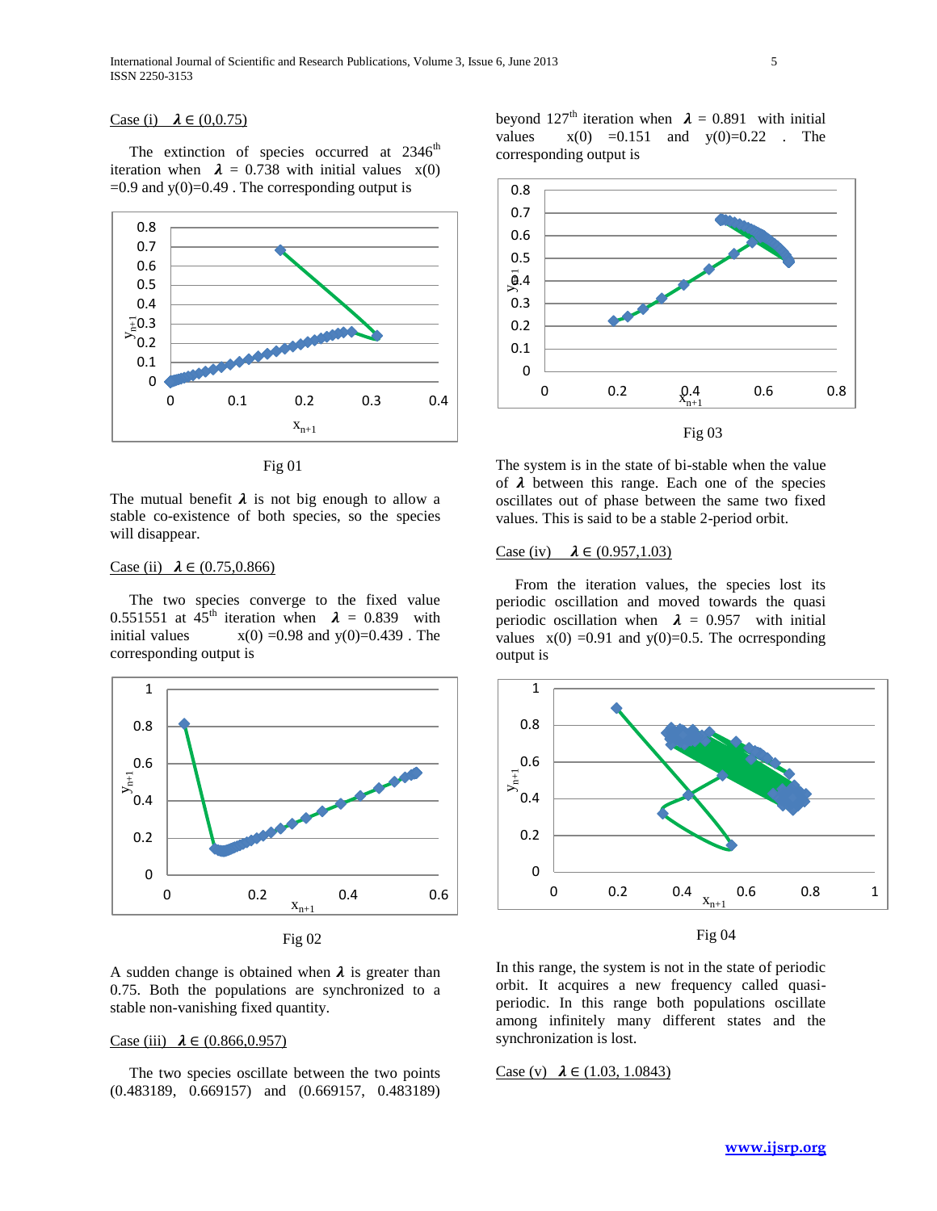Case (i) $\lambda \in (0,0.75)$

The extinction of species occurred at 2346th iteration when $\lambda = 0.738$ with initial values $x(0) = 0.9$ and $y(0)=0.49$ . The corresponding output is

Fig 01

The mutual benefit $\lambda$ is not big enough to allow a stable co-existence of both species, so the species will disappear.

Case (ii) $\lambda \in (0.75,0.866)$

The two species converge to the fixed value 0.551551 at 45th iteration when $\lambda = 0.839$ with initial values $x(0) = 0.98$ and $y(0)=0.439$ . The corresponding output is

Fig 02

A sudden change is obtained when $\lambda$ is greater than 0.75. Both the populations are synchronized to a stable non-vanishing fixed quantity.

Case (iii) $\lambda \in (0.866,0.957)$

The two species oscillate between the two points (0.483189, 0.669157) and (0.669157, 0.483189) beyond 127th iteration when $\lambda = 0.891$ with initial values $x(0) = 0.151$ and $y(0)=0.22$ . The corresponding output is

Fig 03

The system is in the state of bi-stable when the value of $\lambda$ between this range. Each one of the species oscillates out of phase between the same two fixed values. This is said to be a stable 2-period orbit.

Case (iv) $\lambda \in (0.957,1.03)$

From the iteration values, the species lost its periodic oscillation and moved towards the quasi periodic oscillation when $\lambda = 0.957$ with initial values $x(0) = 0.91$ and $y(0)=0.5$. The ocrresponding output is

Fig 04

In this range, the system is not in the state of periodic orbit. It acquires a new frequency called quasi-periodic. In this range both populations oscillate among infinitely many different states and the synchronization is lost.

Case (v) $\lambda \in (1.03, 1.0843)$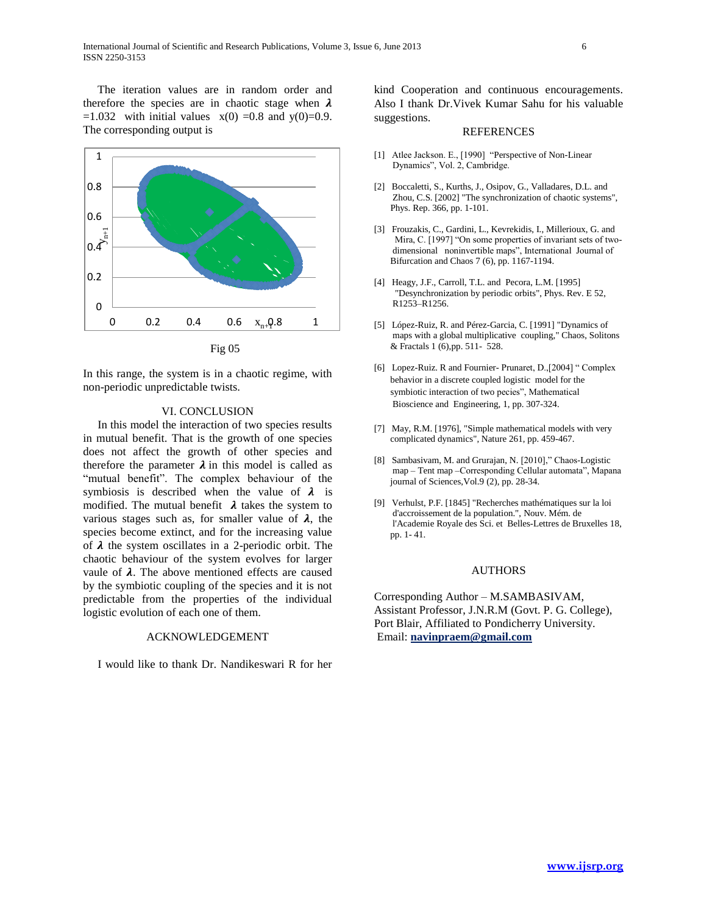The iteration values are in random order and therefore the species are in chaotic stage when $\lambda$ =1.032 with initial values x(0) =0.8 and y(0)=0.9. The corresponding output is

1
0.8
0.6
$y_{n+1}$
0.4
0.2
0
0
0.2
0.4
0.6
$x_{n+1}$
0.8
1

Fig 05

In this range, the system is in a chaotic regime, with non-periodic unpredictable twists.

## VI. CONCLUSION

In this model the interaction of two species results in mutual benefit. That is the growth of one species does not affect the growth of other species and therefore the parameter $\lambda$ in this model is called as "mutual benefit". The complex behaviour of the symbiosis is described when the value of $\lambda$ is modified. The mutual benefit $\lambda$ takes the system to various stages such as, for smaller value of $\lambda$, the species become extinct, and for the increasing value of $\lambda$ the system oscillates in a 2-periodic orbit. The chaotic behaviour of the system evolves for larger vaule of $\lambda$. The above mentioned effects are caused by the symbiotic coupling of the species and it is not predictable from the properties of the individual logistic evolution of each one of them.

## ACKNOWLEDGEMENT

I would like to thank Dr. Nandikeswari R for her kind Cooperation and continuous encouragements. Also I thank Dr.Vivek Kumar Sahu for his valuable suggestions.

## REFERENCES

[1] Atlee Jackson. E., [1990] "Perspective of Non-Linear Dynamics", Vol. 2, Cambridge.

[2] Boccaletti, S., Kurths, J., Osipov, G., Valladares, D.L. and Zhou, C.S. [2002] "The synchronization of chaotic systems", Phys. Rep. 366, pp. 1-101.

[3] Frouzakis, C., Gardini, L., Kevrekidis, I., Millerioux, G. and Mira, C. [1997] "On some properties of invariant sets of two-dimensional noninvertible maps", International Journal of Bifurcation and Chaos 7 (6), pp. 1167-1194.

[4] Heagy, J.F., Carroll, T.L. and Pecora, L.M. [1995] "Desynchronization by periodic orbits", Phys. Rev. E 52, R1253–R1256.

[5] López-Ruiz, R. and Pérez-Garcia, C. [1991] "Dynamics of maps with a global multiplicative coupling," Chaos, Solitons & Fractals 1 (6),pp. 511- 528.

[6] Lopez-Ruiz. R and Fournier- Prunaret, D.,[2004] " Complex behavior in a discrete coupled logistic model for the symbiotic interaction of two pecies", Mathematical Bioscience and Engineering, 1, pp. 307-324.

[7] May, R.M. [1976], "Simple mathematical models with very complicated dynamics", Nature 261, pp. 459-467.

[8] Sambasivam, M. and Grurajan, N. [2010]," Chaos-Logistic map – Tent map –Corresponding Cellular automata", Mapana journal of Sciences,Vol.9 (2), pp. 28-34.

[9] Verhulst, P.F. [1845] "Recherches mathématiques sur la loi d'accroissement de la population.", Nouv. Mém. de l'Academie Royale des Sci. et Belles-Lettres de Bruxelles 18, pp. 1- 41.

## AUTHORS

Corresponding Author – M.SAMBASIVAM, Assistant Professor, J.N.R.M (Govt. P. G. College), Port Blair, Affiliated to Pondicherry University.
Email: **navinpraem@gmail.com**